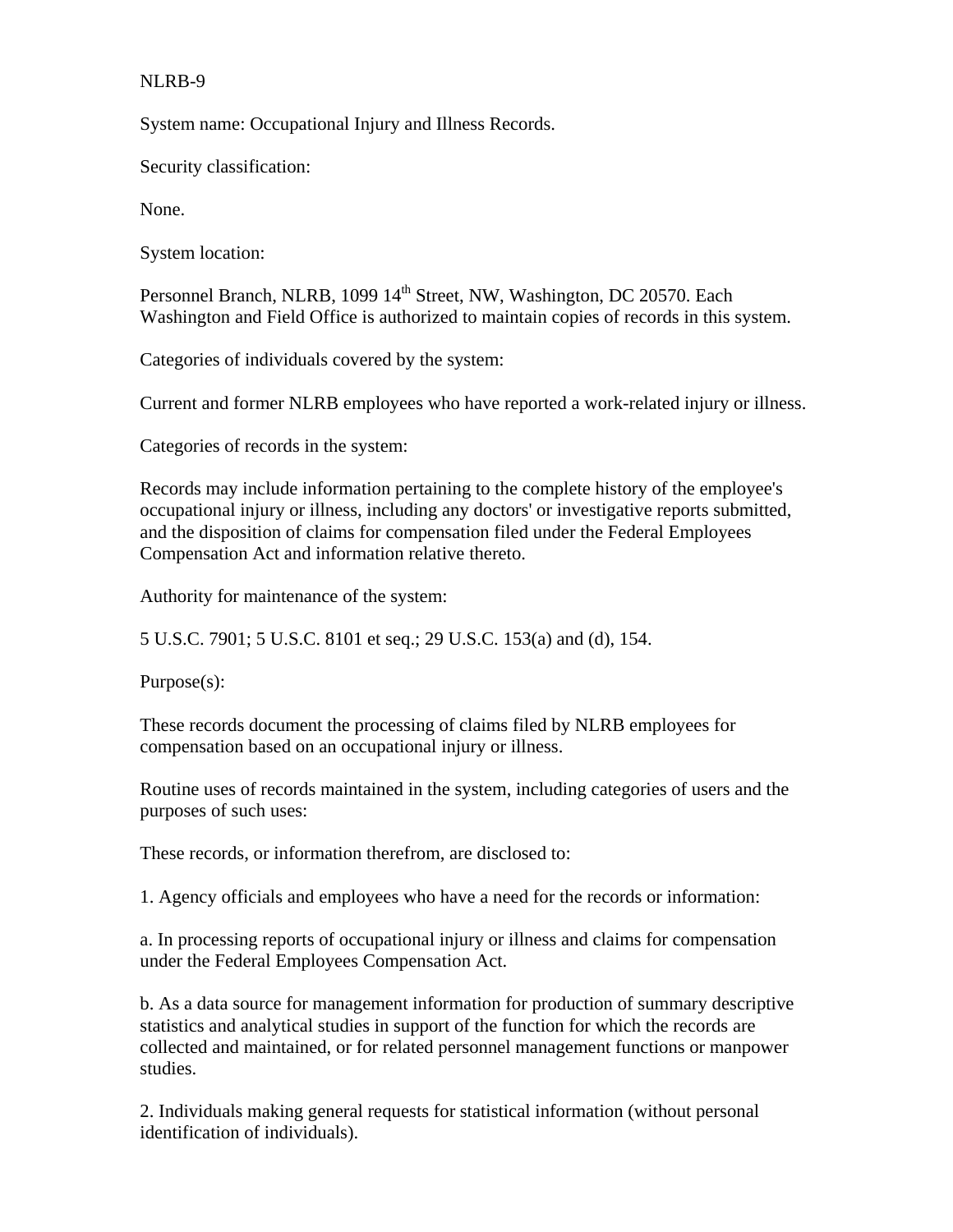NLRB-9

System name: Occupational Injury and Illness Records.

Security classification:

None.

System location:

Personnel Branch, NLRB, 1099 14th Street, NW, Washington, DC 20570. Each Washington and Field Office is authorized to maintain copies of records in this system.

Categories of individuals covered by the system:

Current and former NLRB employees who have reported a work-related injury or illness.

Categories of records in the system:

Records may include information pertaining to the complete history of the employee's occupational injury or illness, including any doctors' or investigative reports submitted, and the disposition of claims for compensation filed under the Federal Employees Compensation Act and information relative thereto.

Authority for maintenance of the system:

5 U.S.C. 7901; 5 U.S.C. 8101 et seq.; 29 U.S.C. 153(a) and (d), 154.

Purpose(s):

These records document the processing of claims filed by NLRB employees for compensation based on an occupational injury or illness.

Routine uses of records maintained in the system, including categories of users and the purposes of such uses:

These records, or information therefrom, are disclosed to:

1. Agency officials and employees who have a need for the records or information:

a. In processing reports of occupational injury or illness and claims for compensation under the Federal Employees Compensation Act.

b. As a data source for management information for production of summary descriptive statistics and analytical studies in support of the function for which the records are collected and maintained, or for related personnel management functions or manpower studies.

2. Individuals making general requests for statistical information (without personal identification of individuals).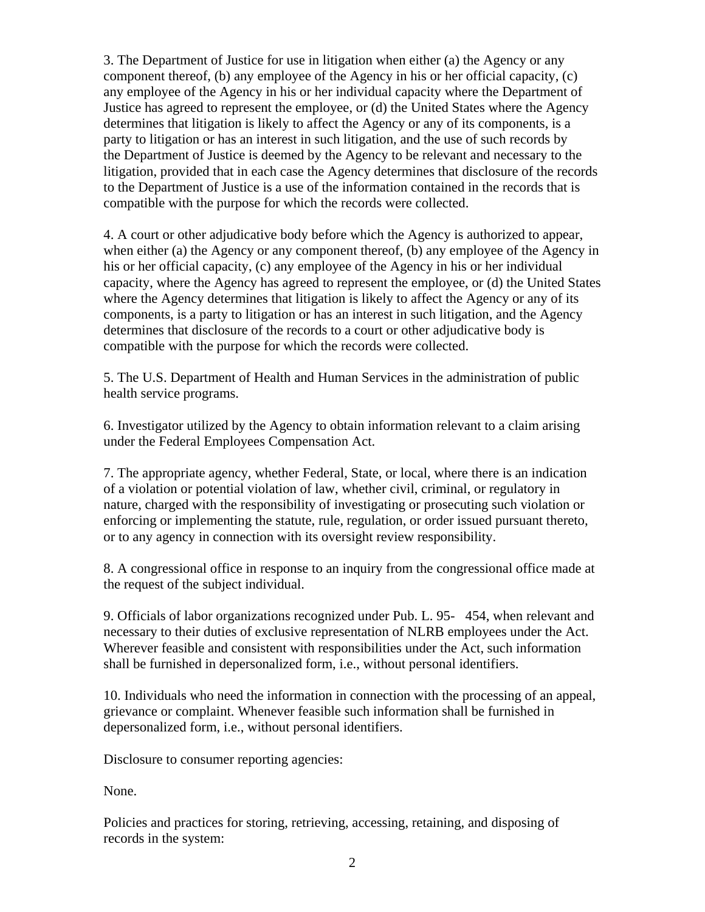3. The Department of Justice for use in litigation when either (a) the Agency or any component thereof, (b) any employee of the Agency in his or her official capacity, (c) any employee of the Agency in his or her individual capacity where the Department of Justice has agreed to represent the employee, or (d) the United States where the Agency determines that litigation is likely to affect the Agency or any of its components, is a party to litigation or has an interest in such litigation, and the use of such records by the Department of Justice is deemed by the Agency to be relevant and necessary to the litigation, provided that in each case the Agency determines that disclosure of the records to the Department of Justice is a use of the information contained in the records that is compatible with the purpose for which the records were collected.

4. A court or other adjudicative body before which the Agency is authorized to appear, when either (a) the Agency or any component thereof, (b) any employee of the Agency in his or her official capacity, (c) any employee of the Agency in his or her individual capacity, where the Agency has agreed to represent the employee, or (d) the United States where the Agency determines that litigation is likely to affect the Agency or any of its components, is a party to litigation or has an interest in such litigation, and the Agency determines that disclosure of the records to a court or other adjudicative body is compatible with the purpose for which the records were collected.

5. The U.S. Department of Health and Human Services in the administration of public health service programs.

6. Investigator utilized by the Agency to obtain information relevant to a claim arising under the Federal Employees Compensation Act.

7. The appropriate agency, whether Federal, State, or local, where there is an indication of a violation or potential violation of law, whether civil, criminal, or regulatory in nature, charged with the responsibility of investigating or prosecuting such violation or enforcing or implementing the statute, rule, regulation, or order issued pursuant thereto, or to any agency in connection with its oversight review responsibility.

8. A congressional office in response to an inquiry from the congressional office made at the request of the subject individual.

9. Officials of labor organizations recognized under Pub. L. 95- 454, when relevant and necessary to their duties of exclusive representation of NLRB employees under the Act. Wherever feasible and consistent with responsibilities under the Act, such information shall be furnished in depersonalized form, i.e., without personal identifiers.

10. Individuals who need the information in connection with the processing of an appeal, grievance or complaint. Whenever feasible such information shall be furnished in depersonalized form, i.e., without personal identifiers.

Disclosure to consumer reporting agencies:

None.

Policies and practices for storing, retrieving, accessing, retaining, and disposing of records in the system: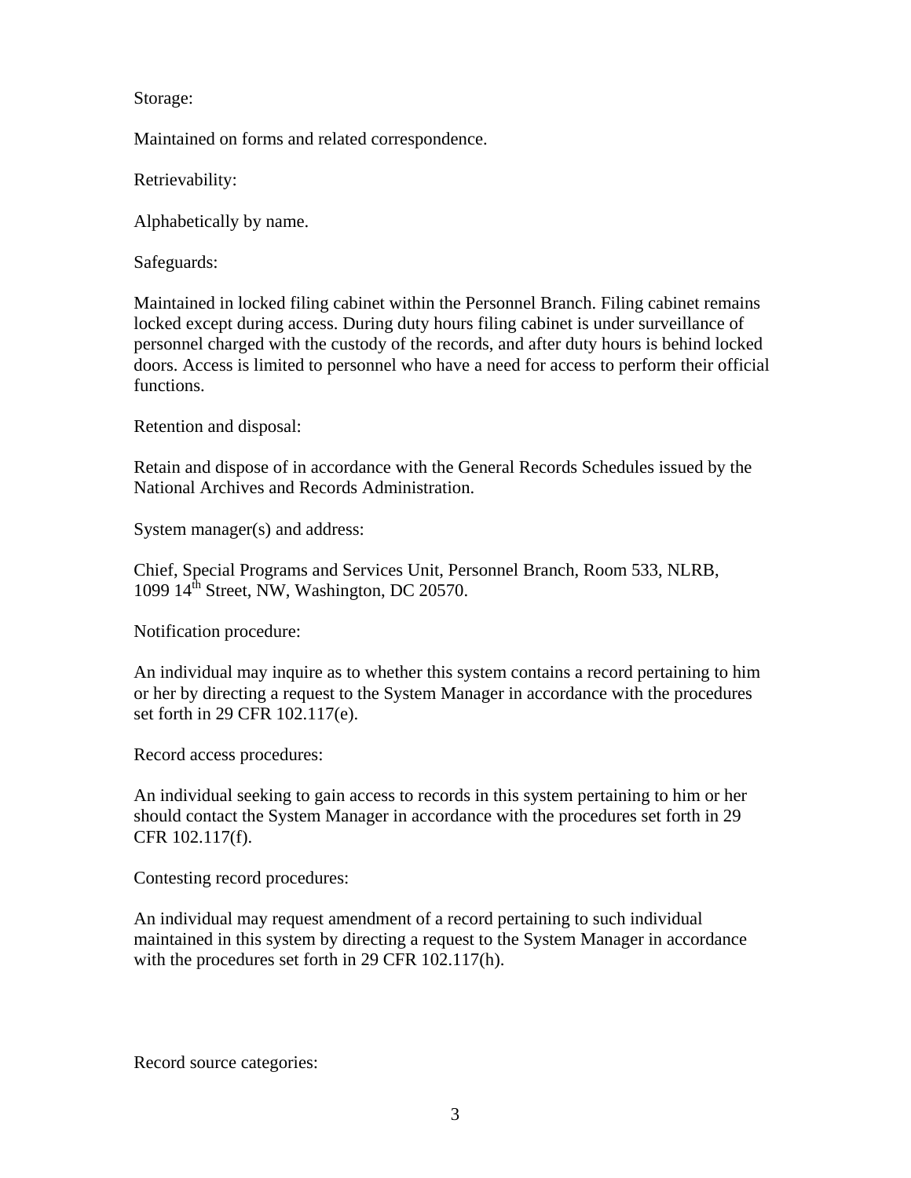Storage:

Maintained on forms and related correspondence.

Retrievability:

Alphabetically by name.

Safeguards:

Maintained in locked filing cabinet within the Personnel Branch. Filing cabinet remains locked except during access. During duty hours filing cabinet is under surveillance of personnel charged with the custody of the records, and after duty hours is behind locked doors. Access is limited to personnel who have a need for access to perform their official functions.

Retention and disposal:

Retain and dispose of in accordance with the General Records Schedules issued by the National Archives and Records Administration.

System manager(s) and address:

Chief, Special Programs and Services Unit, Personnel Branch, Room 533, NLRB, 1099 14th Street, NW, Washington, DC 20570.

Notification procedure:

An individual may inquire as to whether this system contains a record pertaining to him or her by directing a request to the System Manager in accordance with the procedures set forth in 29 CFR 102.117(e).

Record access procedures:

An individual seeking to gain access to records in this system pertaining to him or her should contact the System Manager in accordance with the procedures set forth in 29 CFR 102.117(f).

Contesting record procedures:

An individual may request amendment of a record pertaining to such individual maintained in this system by directing a request to the System Manager in accordance with the procedures set forth in 29 CFR 102.117(h).

Record source categories: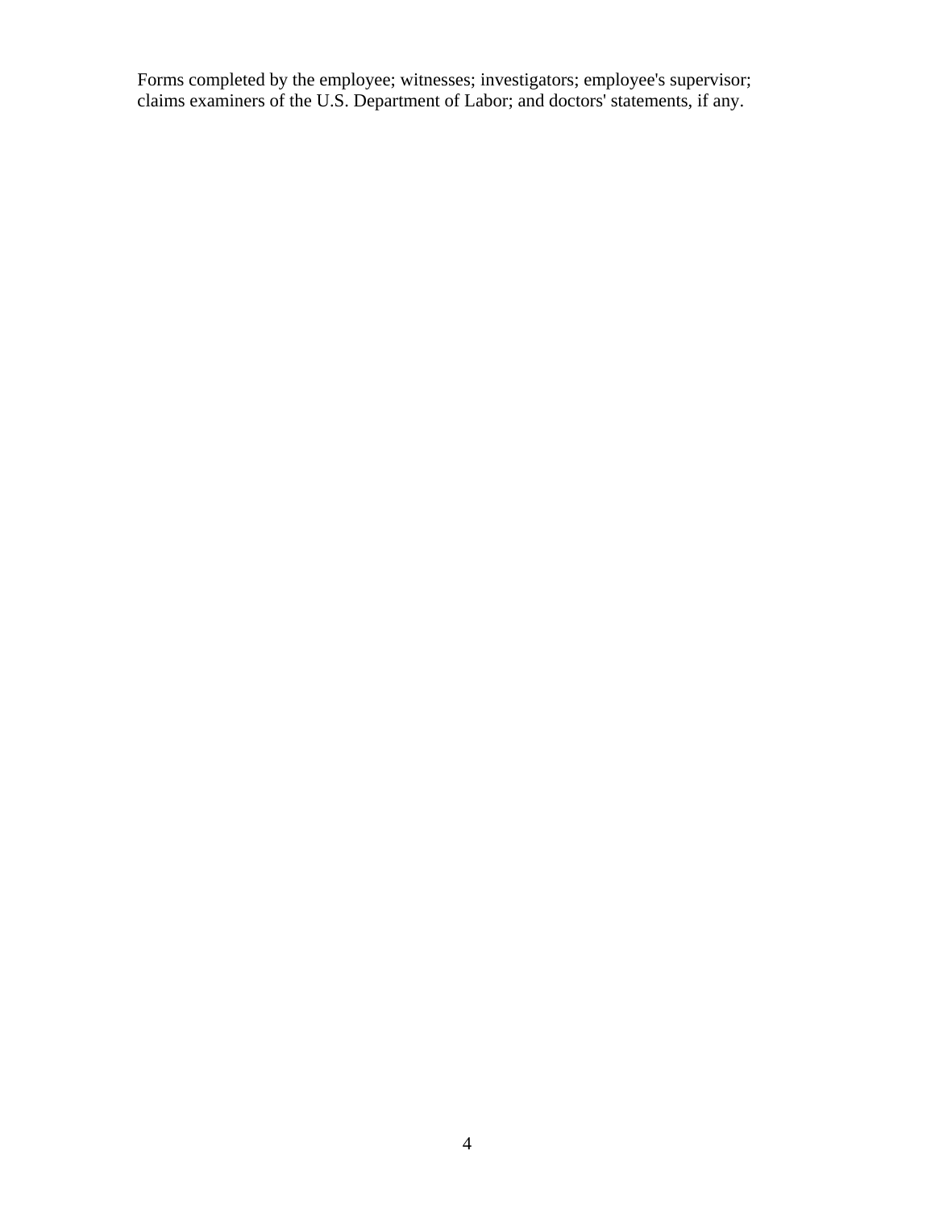Forms completed by the employee; witnesses; investigators; employee's supervisor; claims examiners of the U.S. Department of Labor; and doctors' statements, if any.